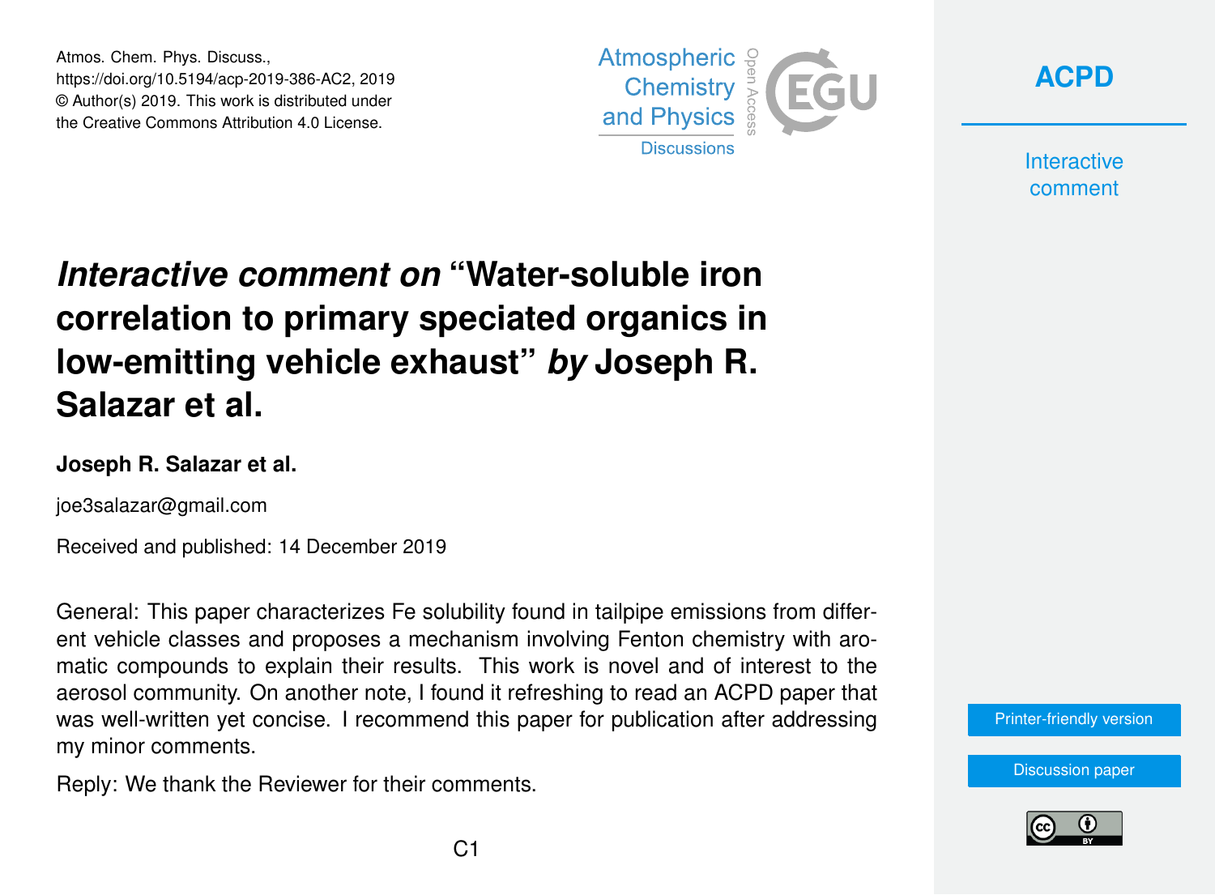# *Interactive comment on* "Water-soluble iron correlation to primary speciated organics in low-emitting vehicle exhaust" *by* Joseph R. Salazar et al.

**Joseph R. Salazar et al.**

joe3salazar@gmail.com

Received and published: 14 December 2019

General: This paper characterizes Fe solubility found in tailpipe emissions from different vehicle classes and proposes a mechanism involving Fenton chemistry with aromatic compounds to explain their results. This work is novel and of interest to the aerosol community. On another note, I found it refreshing to read an ACPD paper that was well-written yet concise. I recommend this paper for publication after addressing my minor comments.

Reply: We thank the Reviewer for their comments.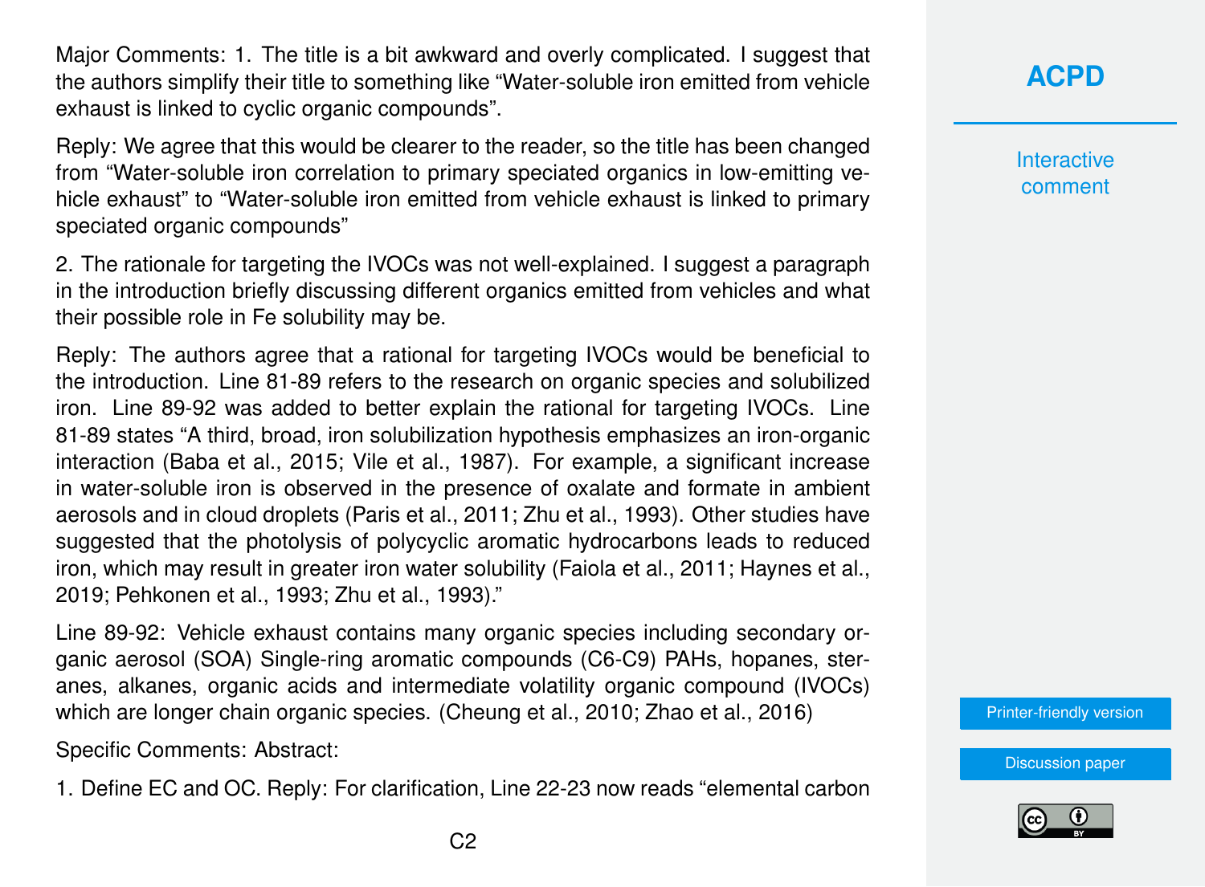Major Comments: 1. The title is a bit awkward and overly complicated. I suggest that the authors simplify their title to something like "Water-soluble iron emitted from vehicle exhaust is linked to cyclic organic compounds".

Reply: We agree that this would be clearer to the reader, so the title has been changed from "Water-soluble iron correlation to primary speciated organics in low-emitting vehicle exhaust" to "Water-soluble iron emitted from vehicle exhaust is linked to primary speciated organic compounds"

2. The rationale for targeting the IVOCs was not well-explained. I suggest a paragraph in the introduction briefly discussing different organics emitted from vehicles and what their possible role in Fe solubility may be.

Reply: The authors agree that a rational for targeting IVOCs would be beneficial to the introduction. Line 81-89 refers to the research on organic species and solubilized iron. Line 89-92 was added to better explain the rational for targeting IVOCs. Line 81-89 states "A third, broad, iron solubilization hypothesis emphasizes an iron-organic interaction (Baba et al., 2015; Vile et al., 1987). For example, a significant increase in water-soluble iron is observed in the presence of oxalate and formate in ambient aerosols and in cloud droplets (Paris et al., 2011; Zhu et al., 1993). Other studies have suggested that the photolysis of polycyclic aromatic hydrocarbons leads to reduced iron, which may result in greater iron water solubility (Faiola et al., 2011; Haynes et al., 2019; Pehkonen et al., 1993; Zhu et al., 1993)."

Line 89-92: Vehicle exhaust contains many organic species including secondary organic aerosol (SOA) Single-ring aromatic compounds (C6-C9) PAHs, hopanes, steranes, alkanes, organic acids and intermediate volatility organic compound (IVOCs) which are longer chain organic species. (Cheung et al., 2010; Zhao et al., 2016)

Specific Comments: Abstract:

1. Define EC and OC. Reply: For clarification, Line 22-23 now reads "elemental carbon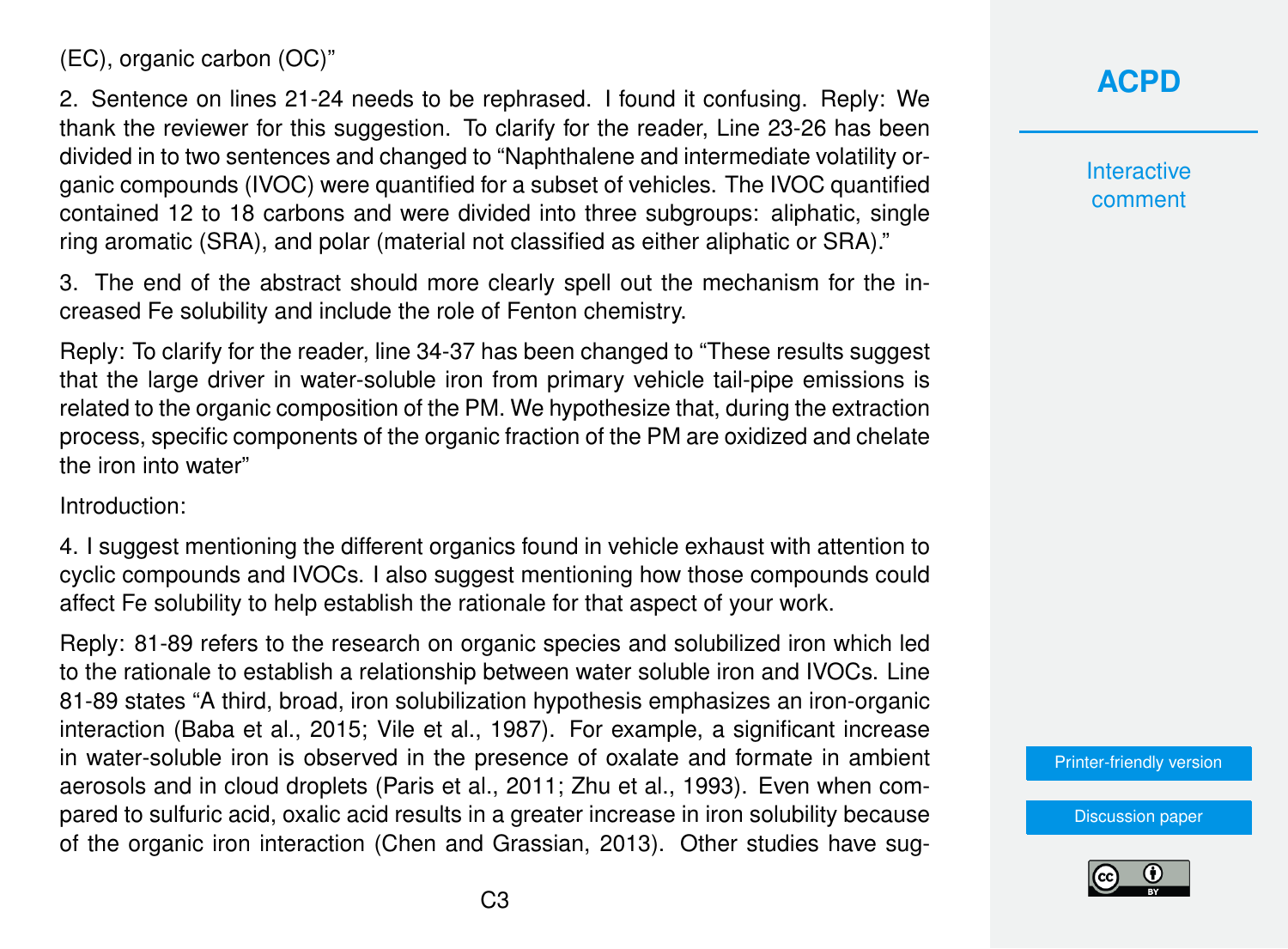(EC), organic carbon (OC)"

2. Sentence on lines 21-24 needs to be rephrased. I found it confusing. Reply: We thank the reviewer for this suggestion. To clarify for the reader, Line 23-26 has been divided in to two sentences and changed to "Naphthalene and intermediate volatility organic compounds (IVOC) were quantified for a subset of vehicles. The IVOC quantified contained 12 to 18 carbons and were divided into three subgroups: aliphatic, single ring aromatic (SRA), and polar (material not classified as either aliphatic or SRA)."

3. The end of the abstract should more clearly spell out the mechanism for the increased Fe solubility and include the role of Fenton chemistry.

Reply: To clarify for the reader, line 34-37 has been changed to "These results suggest that the large driver in water-soluble iron from primary vehicle tail-pipe emissions is related to the organic composition of the PM. We hypothesize that, during the extraction process, specific components of the organic fraction of the PM are oxidized and chelate the iron into water"

Introduction:

4. I suggest mentioning the different organics found in vehicle exhaust with attention to cyclic compounds and IVOCs. I also suggest mentioning how those compounds could affect Fe solubility to help establish the rationale for that aspect of your work.

Reply: 81-89 refers to the research on organic species and solubilized iron which led to the rationale to establish a relationship between water soluble iron and IVOCs. Line 81-89 states "A third, broad, iron solubilization hypothesis emphasizes an iron-organic interaction (Baba et al., 2015; Vile et al., 1987). For example, a significant increase in water-soluble iron is observed in the presence of oxalate and formate in ambient aerosols and in cloud droplets (Paris et al., 2011; Zhu et al., 1993). Even when compared to sulfuric acid, oxalic acid results in a greater increase in iron solubility because of the organic iron interaction (Chen and Grassian, 2013). Other studies have sug-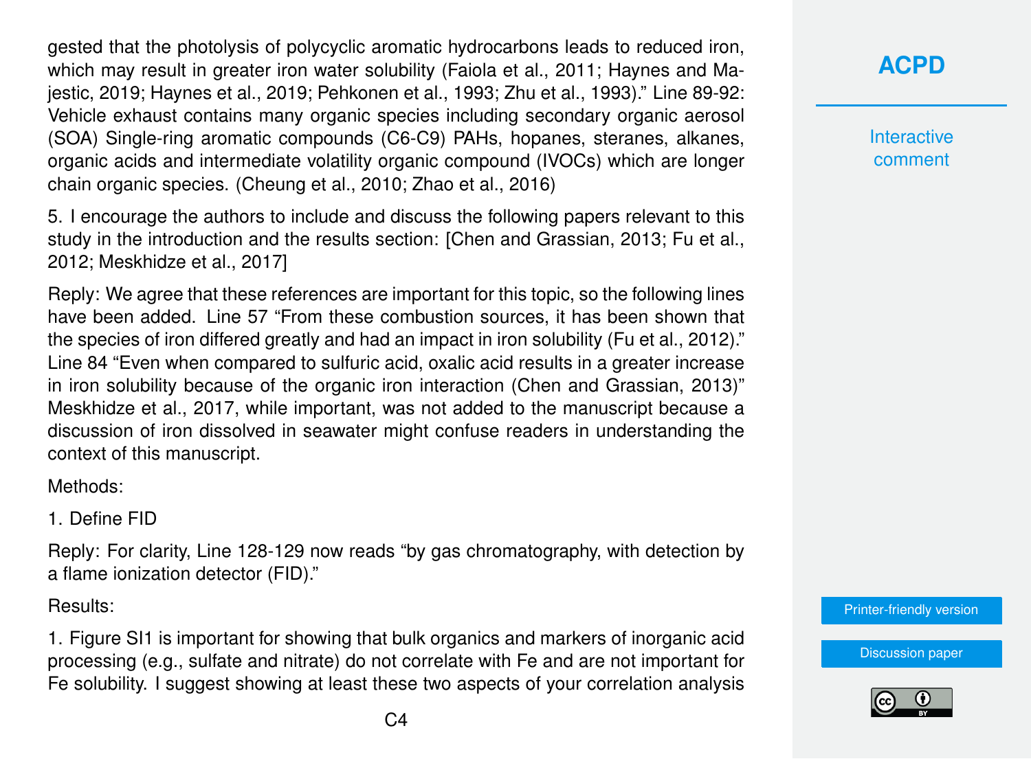gested that the photolysis of polycyclic aromatic hydrocarbons leads to reduced iron, which may result in greater iron water solubility (Faiola et al., 2011; Haynes and Majestic, 2019; Haynes et al., 2019; Pehkonen et al., 1993; Zhu et al., 1993)." Line 89-92: Vehicle exhaust contains many organic species including secondary organic aerosol (SOA) Single-ring aromatic compounds (C6-C9) PAHs, hopanes, steranes, alkanes, organic acids and intermediate volatility organic compound (IVOCs) which are longer chain organic species. (Cheung et al., 2010; Zhao et al., 2016)

5. I encourage the authors to include and discuss the following papers relevant to this study in the introduction and the results section: [Chen and Grassian, 2013; Fu et al., 2012; Meskhidze et al., 2017]

Reply: We agree that these references are important for this topic, so the following lines have been added. Line 57 "From these combustion sources, it has been shown that the species of iron differed greatly and had an impact in iron solubility (Fu et al., 2012)." Line 84 "Even when compared to sulfuric acid, oxalic acid results in a greater increase in iron solubility because of the organic iron interaction (Chen and Grassian, 2013)" Meskhidze et al., 2017, while important, was not added to the manuscript because a discussion of iron dissolved in seawater might confuse readers in understanding the context of this manuscript.

Methods:

1. Define FID

Reply: For clarity, Line 128-129 now reads "by gas chromatography, with detection by a flame ionization detector (FID)."

Results:

1. Figure SI1 is important for showing that bulk organics and markers of inorganic acid processing (e.g., sulfate and nitrate) do not correlate with Fe and are not important for Fe solubility. I suggest showing at least these two aspects of your correlation analysis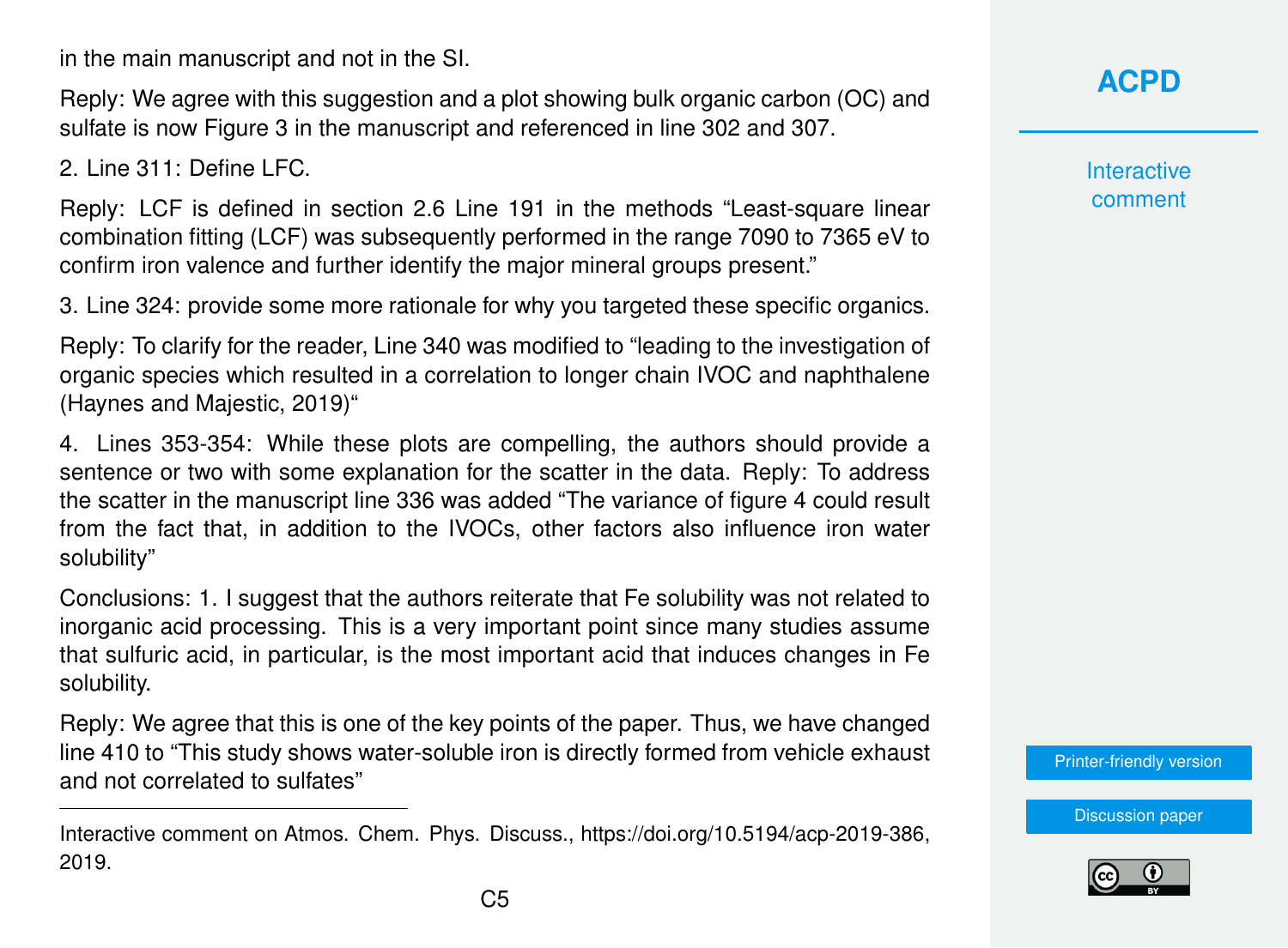in the main manuscript and not in the SI.

Reply: We agree with this suggestion and a plot showing bulk organic carbon (OC) and sulfate is now Figure 3 in the manuscript and referenced in line 302 and 307.

2. Line 311: Define LFC.

Reply: LCF is defined in section 2.6 Line 191 in the methods "Least-square linear combination fitting (LCF) was subsequently performed in the range 7090 to 7365 eV to confirm iron valence and further identify the major mineral groups present."

3. Line 324: provide some more rationale for why you targeted these specific organics.

Reply: To clarify for the reader, Line 340 was modified to "leading to the investigation of organic species which resulted in a correlation to longer chain IVOC and naphthalene (Haynes and Majestic, 2019)"

4. Lines 353-354: While these plots are compelling, the authors should provide a sentence or two with some explanation for the scatter in the data. Reply: To address the scatter in the manuscript line 336 was added "The variance of figure 4 could result from the fact that, in addition to the IVOCs, other factors also influence iron water solubility"

Conclusions: 1. I suggest that the authors reiterate that Fe solubility was not related to inorganic acid processing. This is a very important point since many studies assume that sulfuric acid, in particular, is the most important acid that induces changes in Fe solubility.

Reply: We agree that this is one of the key points of the paper. Thus, we have changed line 410 to "This study shows water-soluble iron is directly formed from vehicle exhaust and not correlated to sulfates"

---

Interactive comment on Atmos. Chem. Phys. Discuss., https://doi.org/10.5194/acp-2019-386, 2019.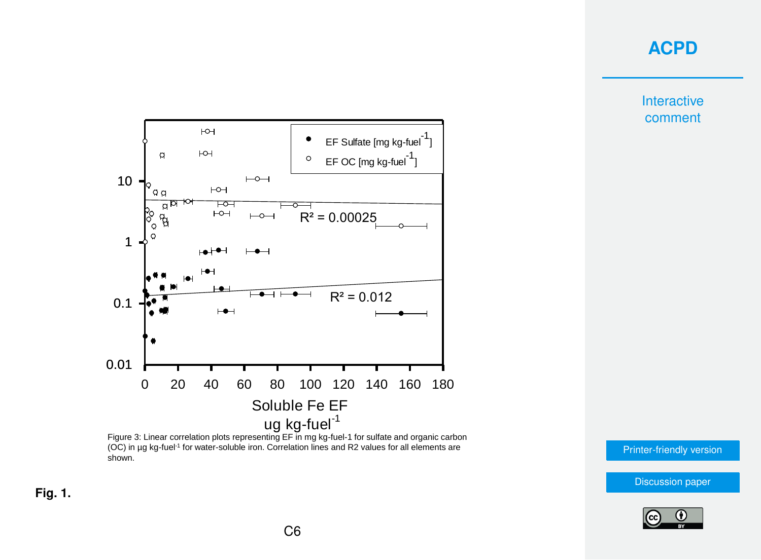EF Sulfate [mg kg-fuel$^{-1}$]
EF OC [mg kg-fuel$^{-1}$]

$R^2$ = 0.00025
$R^2$ = 0.012

10
1
0.1
0.01

0 20 40 60 80 100 120 140 160 180

Soluble Fe EF
ug kg-fuel$^{-1}$

Figure 3: Linear correlation plots representing EF in mg kg-fuel-1 for sulfate and organic carbon (OC) in µg kg-fuel-1 for water-soluble iron. Correlation lines and R2 values for all elements are shown.

**Fig. 1.**